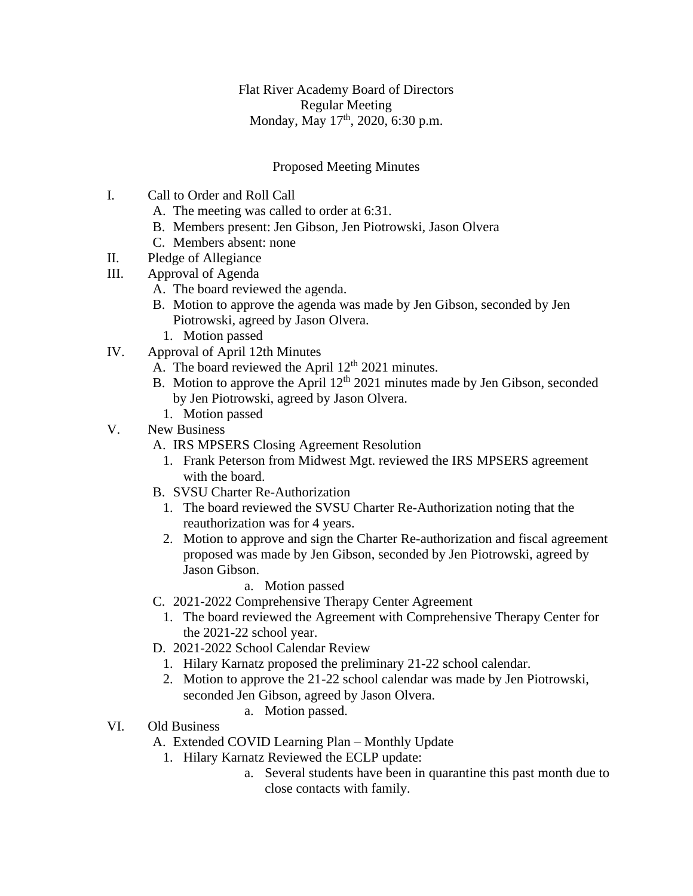Flat River Academy Board of Directors
Regular Meeting
Monday, May 17th, 2020, 6:30 p.m.

Proposed Meeting Minutes

I. Call to Order and Roll Call
   A. The meeting was called to order at 6:31.
   B. Members present: Jen Gibson, Jen Piotrowski, Jason Olvera
   C. Members absent: none
II. Pledge of Allegiance
III. Approval of Agenda
   A. The board reviewed the agenda.
   B. Motion to approve the agenda was made by Jen Gibson, seconded by Jen Piotrowski, agreed by Jason Olvera.
      1. Motion passed
IV. Approval of April 12th Minutes
   A. The board reviewed the April 12th 2021 minutes.
   B. Motion to approve the April 12th 2021 minutes made by Jen Gibson, seconded by Jen Piotrowski, agreed by Jason Olvera.
      1. Motion passed
V. New Business
   A. IRS MPSERS Closing Agreement Resolution
      1. Frank Peterson from Midwest Mgt. reviewed the IRS MPSERS agreement with the board.
   B. SVSU Charter Re-Authorization
      1. The board reviewed the SVSU Charter Re-Authorization noting that the reauthorization was for 4 years.
      2. Motion to approve and sign the Charter Re-authorization and fiscal agreement proposed was made by Jen Gibson, seconded by Jen Piotrowski, agreed by Jason Gibson.
         a. Motion passed
   C. 2021-2022 Comprehensive Therapy Center Agreement
      1. The board reviewed the Agreement with Comprehensive Therapy Center for the 2021-22 school year.
   D. 2021-2022 School Calendar Review
      1. Hilary Karnatz proposed the preliminary 21-22 school calendar.
      2. Motion to approve the 21-22 school calendar was made by Jen Piotrowski, seconded Jen Gibson, agreed by Jason Olvera.
         a. Motion passed.
VI. Old Business
   A. Extended COVID Learning Plan – Monthly Update
      1. Hilary Karnatz Reviewed the ECLP update:
         a. Several students have been in quarantine this past month due to close contacts with family.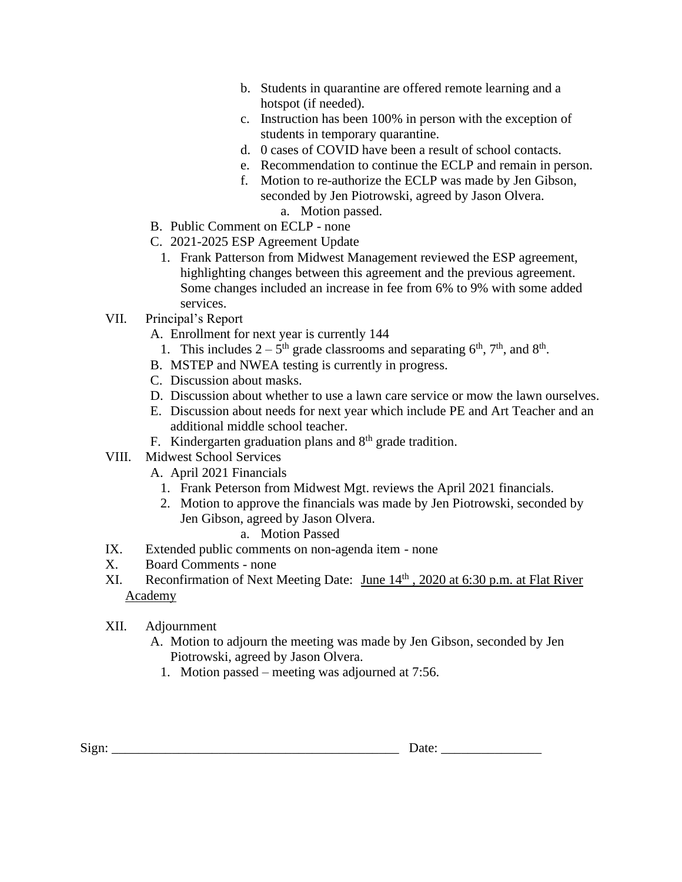b. Students in quarantine are offered remote learning and a hotspot (if needed).
c. Instruction has been 100% in person with the exception of students in temporary quarantine.
d. 0 cases of COVID have been a result of school contacts.
e. Recommendation to continue the ECLP and remain in person.
f. Motion to re-authorize the ECLP was made by Jen Gibson, seconded by Jen Piotrowski, agreed by Jason Olvera.
    a. Motion passed.

B. Public Comment on ECLP - none

C. 2021-2025 ESP Agreement Update
  1. Frank Patterson from Midwest Management reviewed the ESP agreement, highlighting changes between this agreement and the previous agreement. Some changes included an increase in fee from 6% to 9% with some added services.

VII. Principal's Report
  A. Enrollment for next year is currently 144
    1. This includes 2 – 5th grade classrooms and separating 6th, 7th, and 8th.
  B. MSTEP and NWEA testing is currently in progress.
  C. Discussion about masks.
  D. Discussion about whether to use a lawn care service or mow the lawn ourselves.
  E. Discussion about needs for next year which include PE and Art Teacher and an additional middle school teacher.
  F. Kindergarten graduation plans and 8th grade tradition.

VIII. Midwest School Services
  A. April 2021 Financials
    1. Frank Peterson from Midwest Mgt. reviews the April 2021 financials.
    2. Motion to approve the financials was made by Jen Piotrowski, seconded by Jen Gibson, agreed by Jason Olvera.
        a. Motion Passed

IX. Extended public comments on non-agenda item - none

X. Board Comments - none

XI. Reconfirmation of Next Meeting Date: <u>June 14th , 2020 at 6:30 p.m. at Flat River Academy</u>

XII. Adjournment
  A. Motion to adjourn the meeting was made by Jen Gibson, seconded by Jen Piotrowski, agreed by Jason Olvera.
    1. Motion passed – meeting was adjourned at 7:56.

Sign: ___________________________________________ Date: _______________